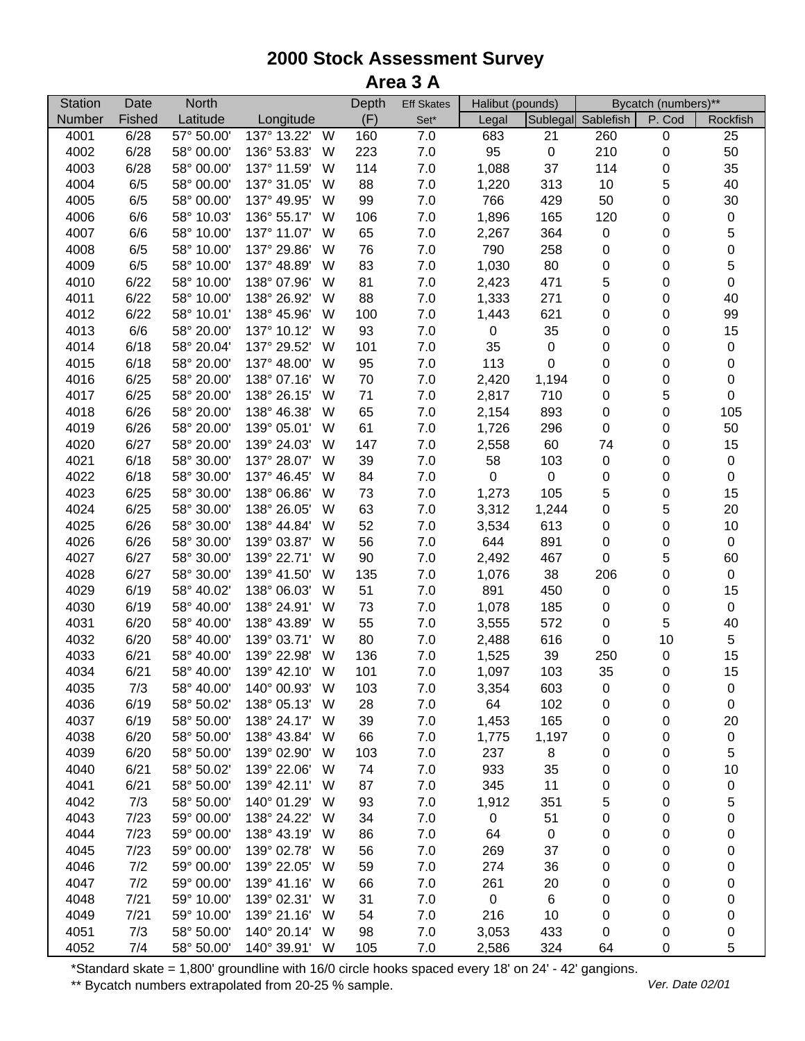# 2000 Stock Assessment Survey

## Area 3 A

| Station | Date | North | | | Depth | Eff Skates | Halibut (pounds) | | Bycatch (numbers)** | | |
|---|---|---|---|---|---|---|---|---|---|---|---|
| Number | Fished | Latitude | Longitude | | (F) | Set* | Legal | Sublegal | Sablefish | P. Cod | Rockfish |
| 4001 | 6/28 | 57° 50.00' | 137° 13.22' | W | 160 | 7.0 | 683 | 21 | 260 | 0 | 25 |
| 4002 | 6/28 | 58° 00.00' | 136° 53.83' | W | 223 | 7.0 | 95 | 0 | 210 | 0 | 50 |
| 4003 | 6/28 | 58° 00.00' | 137° 11.59' | W | 114 | 7.0 | 1,088 | 37 | 114 | 0 | 35 |
| 4004 | 6/5 | 58° 00.00' | 137° 31.05' | W | 88 | 7.0 | 1,220 | 313 | 10 | 5 | 40 |
| 4005 | 6/5 | 58° 00.00' | 137° 49.95' | W | 99 | 7.0 | 766 | 429 | 50 | 0 | 30 |
| 4006 | 6/6 | 58° 10.03' | 136° 55.17' | W | 106 | 7.0 | 1,896 | 165 | 120 | 0 | 0 |
| 4007 | 6/6 | 58° 10.00' | 137° 11.07' | W | 65 | 7.0 | 2,267 | 364 | 0 | 0 | 5 |
| 4008 | 6/5 | 58° 10.00' | 137° 29.86' | W | 76 | 7.0 | 790 | 258 | 0 | 0 | 0 |
| 4009 | 6/5 | 58° 10.00' | 137° 48.89' | W | 83 | 7.0 | 1,030 | 80 | 0 | 0 | 5 |
| 4010 | 6/22 | 58° 10.00' | 138° 07.96' | W | 81 | 7.0 | 2,423 | 471 | 5 | 0 | 0 |
| 4011 | 6/22 | 58° 10.00' | 138° 26.92' | W | 88 | 7.0 | 1,333 | 271 | 0 | 0 | 40 |
| 4012 | 6/22 | 58° 10.01' | 138° 45.96' | W | 100 | 7.0 | 1,443 | 621 | 0 | 0 | 99 |
| 4013 | 6/6 | 58° 20.00' | 137° 10.12' | W | 93 | 7.0 | 0 | 35 | 0 | 0 | 15 |
| 4014 | 6/18 | 58° 20.04' | 137° 29.52' | W | 101 | 7.0 | 35 | 0 | 0 | 0 | 0 |
| 4015 | 6/18 | 58° 20.00' | 137° 48.00' | W | 95 | 7.0 | 113 | 0 | 0 | 0 | 0 |
| 4016 | 6/25 | 58° 20.00' | 138° 07.16' | W | 70 | 7.0 | 2,420 | 1,194 | 0 | 0 | 0 |
| 4017 | 6/25 | 58° 20.00' | 138° 26.15' | W | 71 | 7.0 | 2,817 | 710 | 0 | 5 | 0 |
| 4018 | 6/26 | 58° 20.00' | 138° 46.38' | W | 65 | 7.0 | 2,154 | 893 | 0 | 0 | 105 |
| 4019 | 6/26 | 58° 20.00' | 139° 05.01' | W | 61 | 7.0 | 1,726 | 296 | 0 | 0 | 50 |
| 4020 | 6/27 | 58° 20.00' | 139° 24.03' | W | 147 | 7.0 | 2,558 | 60 | 74 | 0 | 15 |
| 4021 | 6/18 | 58° 30.00' | 137° 28.07' | W | 39 | 7.0 | 58 | 103 | 0 | 0 | 0 |
| 4022 | 6/18 | 58° 30.00' | 137° 46.45' | W | 84 | 7.0 | 0 | 0 | 0 | 0 | 0 |
| 4023 | 6/25 | 58° 30.00' | 138° 06.86' | W | 73 | 7.0 | 1,273 | 105 | 5 | 0 | 15 |
| 4024 | 6/25 | 58° 30.00' | 138° 26.05' | W | 63 | 7.0 | 3,312 | 1,244 | 0 | 5 | 20 |
| 4025 | 6/26 | 58° 30.00' | 138° 44.84' | W | 52 | 7.0 | 3,534 | 613 | 0 | 0 | 10 |
| 4026 | 6/26 | 58° 30.00' | 139° 03.87' | W | 56 | 7.0 | 644 | 891 | 0 | 0 | 0 |
| 4027 | 6/27 | 58° 30.00' | 139° 22.71' | W | 90 | 7.0 | 2,492 | 467 | 0 | 5 | 60 |
| 4028 | 6/27 | 58° 30.00' | 139° 41.50' | W | 135 | 7.0 | 1,076 | 38 | 206 | 0 | 0 |
| 4029 | 6/19 | 58° 40.02' | 138° 06.03' | W | 51 | 7.0 | 891 | 450 | 0 | 0 | 15 |
| 4030 | 6/19 | 58° 40.00' | 138° 24.91' | W | 73 | 7.0 | 1,078 | 185 | 0 | 0 | 0 |
| 4031 | 6/20 | 58° 40.00' | 138° 43.89' | W | 55 | 7.0 | 3,555 | 572 | 0 | 5 | 40 |
| 4032 | 6/20 | 58° 40.00' | 139° 03.71' | W | 80 | 7.0 | 2,488 | 616 | 0 | 10 | 5 |
| 4033 | 6/21 | 58° 40.00' | 139° 22.98' | W | 136 | 7.0 | 1,525 | 39 | 250 | 0 | 15 |
| 4034 | 6/21 | 58° 40.00' | 139° 42.10' | W | 101 | 7.0 | 1,097 | 103 | 35 | 0 | 15 |
| 4035 | 7/3 | 58° 40.00' | 140° 00.93' | W | 103 | 7.0 | 3,354 | 603 | 0 | 0 | 0 |
| 4036 | 6/19 | 58° 50.02' | 138° 05.13' | W | 28 | 7.0 | 64 | 102 | 0 | 0 | 0 |
| 4037 | 6/19 | 58° 50.00' | 138° 24.17' | W | 39 | 7.0 | 1,453 | 165 | 0 | 0 | 20 |
| 4038 | 6/20 | 58° 50.00' | 138° 43.84' | W | 66 | 7.0 | 1,775 | 1,197 | 0 | 0 | 0 |
| 4039 | 6/20 | 58° 50.00' | 139° 02.90' | W | 103 | 7.0 | 237 | 8 | 0 | 0 | 5 |
| 4040 | 6/21 | 58° 50.02' | 139° 22.06' | W | 74 | 7.0 | 933 | 35 | 0 | 0 | 10 |
| 4041 | 6/21 | 58° 50.00' | 139° 42.11' | W | 87 | 7.0 | 345 | 11 | 0 | 0 | 0 |
| 4042 | 7/3 | 58° 50.00' | 140° 01.29' | W | 93 | 7.0 | 1,912 | 351 | 5 | 0 | 5 |
| 4043 | 7/23 | 59° 00.00' | 138° 24.22' | W | 34 | 7.0 | 0 | 51 | 0 | 0 | 0 |
| 4044 | 7/23 | 59° 00.00' | 138° 43.19' | W | 86 | 7.0 | 64 | 0 | 0 | 0 | 0 |
| 4045 | 7/23 | 59° 00.00' | 139° 02.78' | W | 56 | 7.0 | 269 | 37 | 0 | 0 | 0 |
| 4046 | 7/2 | 59° 00.00' | 139° 22.05' | W | 59 | 7.0 | 274 | 36 | 0 | 0 | 0 |
| 4047 | 7/2 | 59° 00.00' | 139° 41.16' | W | 66 | 7.0 | 261 | 20 | 0 | 0 | 0 |
| 4048 | 7/21 | 59° 10.00' | 139° 02.31' | W | 31 | 7.0 | 0 | 6 | 0 | 0 | 0 |
| 4049 | 7/21 | 59° 10.00' | 139° 21.16' | W | 54 | 7.0 | 216 | 10 | 0 | 0 | 0 |
| 4051 | 7/3 | 58° 50.00' | 140° 20.14' | W | 98 | 7.0 | 3,053 | 433 | 0 | 0 | 0 |
| 4052 | 7/4 | 58° 50.00' | 140° 39.91' | W | 105 | 7.0 | 2,586 | 324 | 64 | 0 | 5 |

*Standard skate = 1,800' groundline with 16/0 circle hooks spaced every 18' on 24' - 42' gangions.

** Bycatch numbers extrapolated from 20-25 % sample.

*Ver. Date 02/01*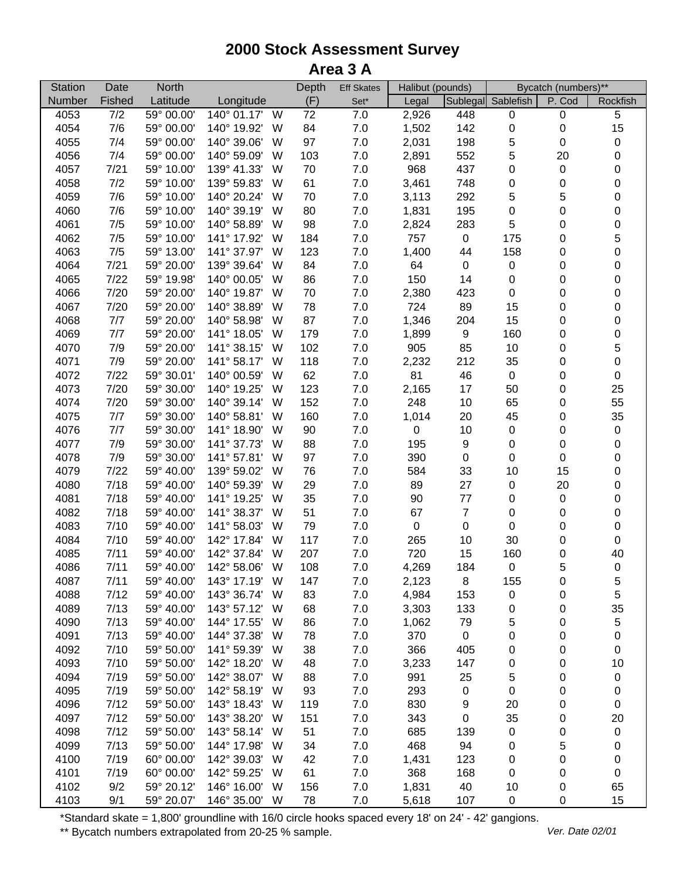# 2000 Stock Assessment Survey
## Area 3 A

| Station | Date | North | | | Depth | Eff Skates | Halibut (pounds) | | Bycatch (numbers)** | | |
|---|---|---|---|---|---|---|---|---|---|---|---|
| Number | Fished | Latitude | Longitude | | (F) | Set* | Legal | Sublegal | Sablefish | P. Cod | Rockfish |
| 4053 | 7/2 | 59° 00.00' | 140° 01.17' | W | 72 | 7.0 | 2,926 | 448 | 0 | 0 | 5 |
| 4054 | 7/6 | 59° 00.00' | 140° 19.92' | W | 84 | 7.0 | 1,502 | 142 | 0 | 0 | 15 |
| 4055 | 7/4 | 59° 00.00' | 140° 39.06' | W | 97 | 7.0 | 2,031 | 198 | 5 | 0 | 0 |
| 4056 | 7/4 | 59° 00.00' | 140° 59.09' | W | 103 | 7.0 | 2,891 | 552 | 5 | 20 | 0 |
| 4057 | 7/21 | 59° 10.00' | 139° 41.33' | W | 70 | 7.0 | 968 | 437 | 0 | 0 | 0 |
| 4058 | 7/2 | 59° 10.00' | 139° 59.83' | W | 61 | 7.0 | 3,461 | 748 | 0 | 0 | 0 |
| 4059 | 7/6 | 59° 10.00' | 140° 20.24' | W | 70 | 7.0 | 3,113 | 292 | 5 | 5 | 0 |
| 4060 | 7/6 | 59° 10.00' | 140° 39.19' | W | 80 | 7.0 | 1,831 | 195 | 0 | 0 | 0 |
| 4061 | 7/5 | 59° 10.00' | 140° 58.89' | W | 98 | 7.0 | 2,824 | 283 | 5 | 0 | 0 |
| 4062 | 7/5 | 59° 10.00' | 141° 17.92' | W | 184 | 7.0 | 757 | 0 | 175 | 0 | 5 |
| 4063 | 7/5 | 59° 13.00' | 141° 37.97' | W | 123 | 7.0 | 1,400 | 44 | 158 | 0 | 0 |
| 4064 | 7/21 | 59° 20.00' | 139° 39.64' | W | 84 | 7.0 | 64 | 0 | 0 | 0 | 0 |
| 4065 | 7/22 | 59° 19.98' | 140° 00.05' | W | 86 | 7.0 | 150 | 14 | 0 | 0 | 0 |
| 4066 | 7/20 | 59° 20.00' | 140° 19.87' | W | 70 | 7.0 | 2,380 | 423 | 0 | 0 | 0 |
| 4067 | 7/20 | 59° 20.00' | 140° 38.89' | W | 78 | 7.0 | 724 | 89 | 15 | 0 | 0 |
| 4068 | 7/7 | 59° 20.00' | 140° 58.98' | W | 87 | 7.0 | 1,346 | 204 | 15 | 0 | 0 |
| 4069 | 7/7 | 59° 20.00' | 141° 18.05' | W | 179 | 7.0 | 1,899 | 9 | 160 | 0 | 0 |
| 4070 | 7/9 | 59° 20.00' | 141° 38.15' | W | 102 | 7.0 | 905 | 85 | 10 | 0 | 5 |
| 4071 | 7/9 | 59° 20.00' | 141° 58.17' | W | 118 | 7.0 | 2,232 | 212 | 35 | 0 | 0 |
| 4072 | 7/22 | 59° 30.01' | 140° 00.59' | W | 62 | 7.0 | 81 | 46 | 0 | 0 | 0 |
| 4073 | 7/20 | 59° 30.00' | 140° 19.25' | W | 123 | 7.0 | 2,165 | 17 | 50 | 0 | 25 |
| 4074 | 7/20 | 59° 30.00' | 140° 39.14' | W | 152 | 7.0 | 248 | 10 | 65 | 0 | 55 |
| 4075 | 7/7 | 59° 30.00' | 140° 58.81' | W | 160 | 7.0 | 1,014 | 20 | 45 | 0 | 35 |
| 4076 | 7/7 | 59° 30.00' | 141° 18.90' | W | 90 | 7.0 | 0 | 10 | 0 | 0 | 0 |
| 4077 | 7/9 | 59° 30.00' | 141° 37.73' | W | 88 | 7.0 | 195 | 9 | 0 | 0 | 0 |
| 4078 | 7/9 | 59° 30.00' | 141° 57.81' | W | 97 | 7.0 | 390 | 0 | 0 | 0 | 0 |
| 4079 | 7/22 | 59° 40.00' | 139° 59.02' | W | 76 | 7.0 | 584 | 33 | 10 | 15 | 0 |
| 4080 | 7/18 | 59° 40.00' | 140° 59.39' | W | 29 | 7.0 | 89 | 27 | 0 | 20 | 0 |
| 4081 | 7/18 | 59° 40.00' | 141° 19.25' | W | 35 | 7.0 | 90 | 77 | 0 | 0 | 0 |
| 4082 | 7/18 | 59° 40.00' | 141° 38.37' | W | 51 | 7.0 | 67 | 7 | 0 | 0 | 0 |
| 4083 | 7/10 | 59° 40.00' | 141° 58.03' | W | 79 | 7.0 | 0 | 0 | 0 | 0 | 0 |
| 4084 | 7/10 | 59° 40.00' | 142° 17.84' | W | 117 | 7.0 | 265 | 10 | 30 | 0 | 0 |
| 4085 | 7/11 | 59° 40.00' | 142° 37.84' | W | 207 | 7.0 | 720 | 15 | 160 | 0 | 40 |
| 4086 | 7/11 | 59° 40.00' | 142° 58.06' | W | 108 | 7.0 | 4,269 | 184 | 0 | 5 | 0 |
| 4087 | 7/11 | 59° 40.00' | 143° 17.19' | W | 147 | 7.0 | 2,123 | 8 | 155 | 0 | 5 |
| 4088 | 7/12 | 59° 40.00' | 143° 36.74' | W | 83 | 7.0 | 4,984 | 153 | 0 | 0 | 5 |
| 4089 | 7/13 | 59° 40.00' | 143° 57.12' | W | 68 | 7.0 | 3,303 | 133 | 0 | 0 | 35 |
| 4090 | 7/13 | 59° 40.00' | 144° 17.55' | W | 86 | 7.0 | 1,062 | 79 | 5 | 0 | 5 |
| 4091 | 7/13 | 59° 40.00' | 144° 37.38' | W | 78 | 7.0 | 370 | 0 | 0 | 0 | 0 |
| 4092 | 7/10 | 59° 50.00' | 141° 59.39' | W | 38 | 7.0 | 366 | 405 | 0 | 0 | 0 |
| 4093 | 7/10 | 59° 50.00' | 142° 18.20' | W | 48 | 7.0 | 3,233 | 147 | 0 | 0 | 10 |
| 4094 | 7/19 | 59° 50.00' | 142° 38.07' | W | 88 | 7.0 | 991 | 25 | 5 | 0 | 0 |
| 4095 | 7/19 | 59° 50.00' | 142° 58.19' | W | 93 | 7.0 | 293 | 0 | 0 | 0 | 0 |
| 4096 | 7/12 | 59° 50.00' | 143° 18.43' | W | 119 | 7.0 | 830 | 9 | 20 | 0 | 0 |
| 4097 | 7/12 | 59° 50.00' | 143° 38.20' | W | 151 | 7.0 | 343 | 0 | 35 | 0 | 20 |
| 4098 | 7/12 | 59° 50.00' | 143° 58.14' | W | 51 | 7.0 | 685 | 139 | 0 | 0 | 0 |
| 4099 | 7/13 | 59° 50.00' | 144° 17.98' | W | 34 | 7.0 | 468 | 94 | 0 | 5 | 0 |
| 4100 | 7/19 | 60° 00.00' | 142° 39.03' | W | 42 | 7.0 | 1,431 | 123 | 0 | 0 | 0 |
| 4101 | 7/19 | 60° 00.00' | 142° 59.25' | W | 61 | 7.0 | 368 | 168 | 0 | 0 | 0 |
| 4102 | 9/2 | 59° 20.12' | 146° 16.00' | W | 156 | 7.0 | 1,831 | 40 | 10 | 0 | 65 |
| 4103 | 9/1 | 59° 20.07' | 146° 35.00' | W | 78 | 7.0 | 5,618 | 107 | 0 | 0 | 15 |

*Standard skate = 1,800' groundline with 16/0 circle hooks spaced every 18' on 24' - 42' gangions.

** Bycatch numbers extrapolated from 20-25 % sample.

*Ver. Date 02/01*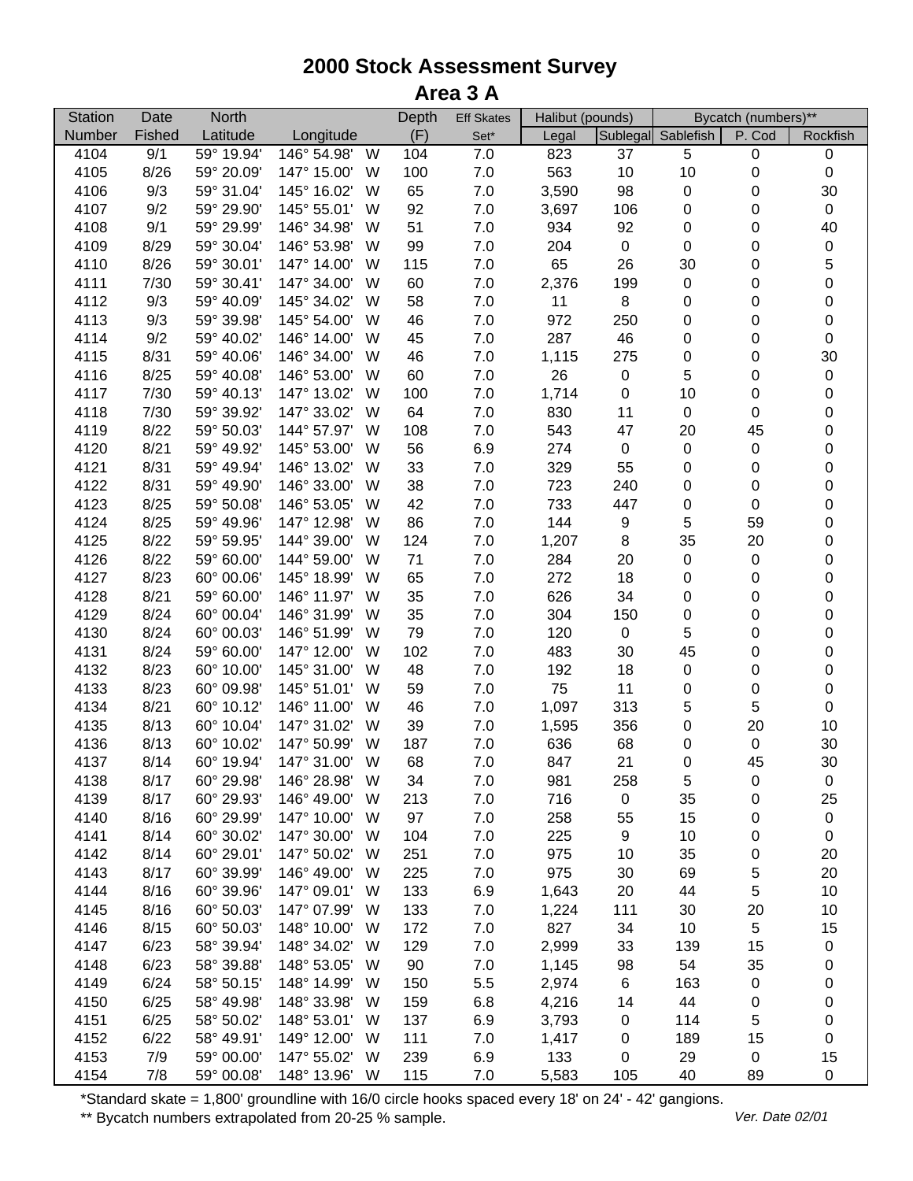# 2000 Stock Assessment Survey
## Area 3 A

| Station | Date | North | | | Depth | Eff Skates | Halibut (pounds) | | Bycatch (numbers)** | | |
|---|---|---|---|---|---|---|---|---|---|---|---|
| Number | Fished | Latitude | Longitude | | (F) | Set* | Legal | Sublegal | Sablefish | P. Cod | Rockfish |
| 4104 | 9/1 | 59° 19.94' | 146° 54.98' | W | 104 | 7.0 | 823 | 37 | 5 | 0 | 0 |
| 4105 | 8/26 | 59° 20.09' | 147° 15.00' | W | 100 | 7.0 | 563 | 10 | 10 | 0 | 0 |
| 4106 | 9/3 | 59° 31.04' | 145° 16.02' | W | 65 | 7.0 | 3,590 | 98 | 0 | 0 | 30 |
| 4107 | 9/2 | 59° 29.90' | 145° 55.01' | W | 92 | 7.0 | 3,697 | 106 | 0 | 0 | 0 |
| 4108 | 9/1 | 59° 29.99' | 146° 34.98' | W | 51 | 7.0 | 934 | 92 | 0 | 0 | 40 |
| 4109 | 8/29 | 59° 30.04' | 146° 53.98' | W | 99 | 7.0 | 204 | 0 | 0 | 0 | 0 |
| 4110 | 8/26 | 59° 30.01' | 147° 14.00' | W | 115 | 7.0 | 65 | 26 | 30 | 0 | 5 |
| 4111 | 7/30 | 59° 30.41' | 147° 34.00' | W | 60 | 7.0 | 2,376 | 199 | 0 | 0 | 0 |
| 4112 | 9/3 | 59° 40.09' | 145° 34.02' | W | 58 | 7.0 | 11 | 8 | 0 | 0 | 0 |
| 4113 | 9/3 | 59° 39.98' | 145° 54.00' | W | 46 | 7.0 | 972 | 250 | 0 | 0 | 0 |
| 4114 | 9/2 | 59° 40.02' | 146° 14.00' | W | 45 | 7.0 | 287 | 46 | 0 | 0 | 0 |
| 4115 | 8/31 | 59° 40.06' | 146° 34.00' | W | 46 | 7.0 | 1,115 | 275 | 0 | 0 | 30 |
| 4116 | 8/25 | 59° 40.08' | 146° 53.00' | W | 60 | 7.0 | 26 | 0 | 5 | 0 | 0 |
| 4117 | 7/30 | 59° 40.13' | 147° 13.02' | W | 100 | 7.0 | 1,714 | 0 | 10 | 0 | 0 |
| 4118 | 7/30 | 59° 39.92' | 147° 33.02' | W | 64 | 7.0 | 830 | 11 | 0 | 0 | 0 |
| 4119 | 8/22 | 59° 50.03' | 144° 57.97' | W | 108 | 7.0 | 543 | 47 | 20 | 45 | 0 |
| 4120 | 8/21 | 59° 49.92' | 145° 53.00' | W | 56 | 6.9 | 274 | 0 | 0 | 0 | 0 |
| 4121 | 8/31 | 59° 49.94' | 146° 13.02' | W | 33 | 7.0 | 329 | 55 | 0 | 0 | 0 |
| 4122 | 8/31 | 59° 49.90' | 146° 33.00' | W | 38 | 7.0 | 723 | 240 | 0 | 0 | 0 |
| 4123 | 8/25 | 59° 50.08' | 146° 53.05' | W | 42 | 7.0 | 733 | 447 | 0 | 0 | 0 |
| 4124 | 8/25 | 59° 49.96' | 147° 12.98' | W | 86 | 7.0 | 144 | 9 | 5 | 59 | 0 |
| 4125 | 8/22 | 59° 59.95' | 144° 39.00' | W | 124 | 7.0 | 1,207 | 8 | 35 | 20 | 0 |
| 4126 | 8/22 | 59° 60.00' | 144° 59.00' | W | 71 | 7.0 | 284 | 20 | 0 | 0 | 0 |
| 4127 | 8/23 | 60° 00.06' | 145° 18.99' | W | 65 | 7.0 | 272 | 18 | 0 | 0 | 0 |
| 4128 | 8/21 | 59° 60.00' | 146° 11.97' | W | 35 | 7.0 | 626 | 34 | 0 | 0 | 0 |
| 4129 | 8/24 | 60° 00.04' | 146° 31.99' | W | 35 | 7.0 | 304 | 150 | 0 | 0 | 0 |
| 4130 | 8/24 | 60° 00.03' | 146° 51.99' | W | 79 | 7.0 | 120 | 0 | 5 | 0 | 0 |
| 4131 | 8/24 | 59° 60.00' | 147° 12.00' | W | 102 | 7.0 | 483 | 30 | 45 | 0 | 0 |
| 4132 | 8/23 | 60° 10.00' | 145° 31.00' | W | 48 | 7.0 | 192 | 18 | 0 | 0 | 0 |
| 4133 | 8/23 | 60° 09.98' | 145° 51.01' | W | 59 | 7.0 | 75 | 11 | 0 | 0 | 0 |
| 4134 | 8/21 | 60° 10.12' | 146° 11.00' | W | 46 | 7.0 | 1,097 | 313 | 5 | 5 | 0 |
| 4135 | 8/13 | 60° 10.04' | 147° 31.02' | W | 39 | 7.0 | 1,595 | 356 | 0 | 20 | 10 |
| 4136 | 8/13 | 60° 10.02' | 147° 50.99' | W | 187 | 7.0 | 636 | 68 | 0 | 0 | 30 |
| 4137 | 8/14 | 60° 19.94' | 147° 31.00' | W | 68 | 7.0 | 847 | 21 | 0 | 45 | 30 |
| 4138 | 8/17 | 60° 29.98' | 146° 28.98' | W | 34 | 7.0 | 981 | 258 | 5 | 0 | 0 |
| 4139 | 8/17 | 60° 29.93' | 146° 49.00' | W | 213 | 7.0 | 716 | 0 | 35 | 0 | 25 |
| 4140 | 8/16 | 60° 29.99' | 147° 10.00' | W | 97 | 7.0 | 258 | 55 | 15 | 0 | 0 |
| 4141 | 8/14 | 60° 30.02' | 147° 30.00' | W | 104 | 7.0 | 225 | 9 | 10 | 0 | 0 |
| 4142 | 8/14 | 60° 29.01' | 147° 50.02' | W | 251 | 7.0 | 975 | 10 | 35 | 0 | 20 |
| 4143 | 8/17 | 60° 39.99' | 146° 49.00' | W | 225 | 7.0 | 975 | 30 | 69 | 5 | 20 |
| 4144 | 8/16 | 60° 39.96' | 147° 09.01' | W | 133 | 6.9 | 1,643 | 20 | 44 | 5 | 10 |
| 4145 | 8/16 | 60° 50.03' | 147° 07.99' | W | 133 | 7.0 | 1,224 | 111 | 30 | 20 | 10 |
| 4146 | 8/15 | 60° 50.03' | 148° 10.00' | W | 172 | 7.0 | 827 | 34 | 10 | 5 | 15 |
| 4147 | 6/23 | 58° 39.94' | 148° 34.02' | W | 129 | 7.0 | 2,999 | 33 | 139 | 15 | 0 |
| 4148 | 6/23 | 58° 39.88' | 148° 53.05' | W | 90 | 7.0 | 1,145 | 98 | 54 | 35 | 0 |
| 4149 | 6/24 | 58° 50.15' | 148° 14.99' | W | 150 | 5.5 | 2,974 | 6 | 163 | 0 | 0 |
| 4150 | 6/25 | 58° 49.98' | 148° 33.98' | W | 159 | 6.8 | 4,216 | 14 | 44 | 0 | 0 |
| 4151 | 6/25 | 58° 50.02' | 148° 53.01' | W | 137 | 6.9 | 3,793 | 0 | 114 | 5 | 0 |
| 4152 | 6/22 | 58° 49.91' | 149° 12.00' | W | 111 | 7.0 | 1,417 | 0 | 189 | 15 | 0 |
| 4153 | 7/9 | 59° 00.00' | 147° 55.02' | W | 239 | 6.9 | 133 | 0 | 29 | 0 | 15 |
| 4154 | 7/8 | 59° 00.08' | 148° 13.96' | W | 115 | 7.0 | 5,583 | 105 | 40 | 89 | 0 |

*Standard skate = 1,800' groundline with 16/0 circle hooks spaced every 18' on 24' - 42' gangions.

** Bycatch numbers extrapolated from 20-25 % sample.

*Ver. Date 02/01*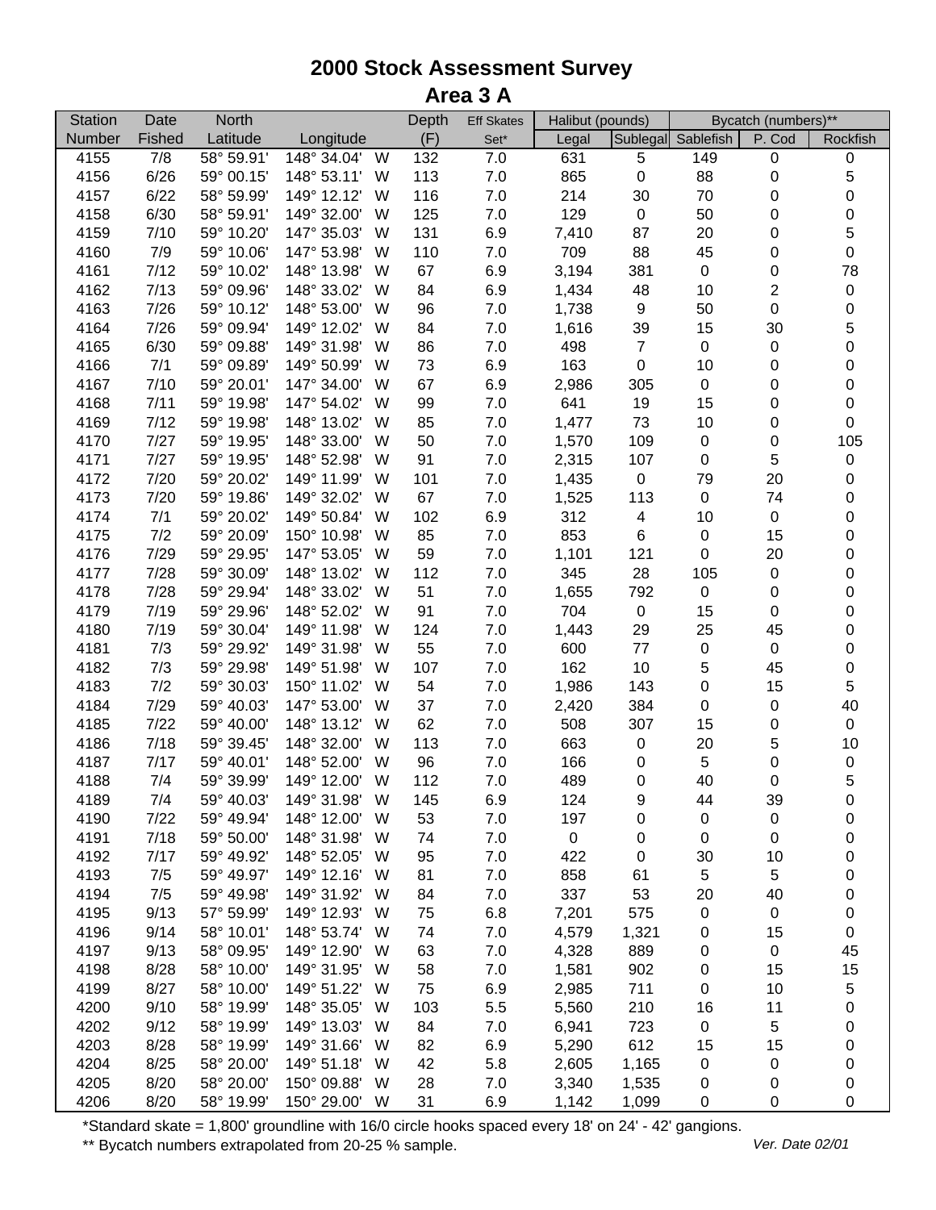# 2000 Stock Assessment Survey

## Area 3 A

| Station Number | Date Fished | North Latitude | Longitude | | Depth (F) | Eff Skates Set* | Halibut (pounds) Legal | Sublegal | Bycatch (numbers)** Sablefish | P. Cod | Rockfish |
|---|---|---|---|---|---|---|---|---|---|---|---|
| 4155 | 7/8 | 58° 59.91' | 148° 34.04' | W | 132 | 7.0 | 631 | 5 | 149 | 0 | 0 |
| 4156 | 6/26 | 59° 00.15' | 148° 53.11' | W | 113 | 7.0 | 865 | 0 | 88 | 0 | 5 |
| 4157 | 6/22 | 58° 59.99' | 149° 12.12' | W | 116 | 7.0 | 214 | 30 | 70 | 0 | 0 |
| 4158 | 6/30 | 58° 59.91' | 149° 32.00' | W | 125 | 7.0 | 129 | 0 | 50 | 0 | 0 |
| 4159 | 7/10 | 59° 10.20' | 147° 35.03' | W | 131 | 6.9 | 7,410 | 87 | 20 | 0 | 5 |
| 4160 | 7/9 | 59° 10.06' | 147° 53.98' | W | 110 | 7.0 | 709 | 88 | 45 | 0 | 0 |
| 4161 | 7/12 | 59° 10.02' | 148° 13.98' | W | 67 | 6.9 | 3,194 | 381 | 0 | 0 | 78 |
| 4162 | 7/13 | 59° 09.96' | 148° 33.02' | W | 84 | 6.9 | 1,434 | 48 | 10 | 2 | 0 |
| 4163 | 7/26 | 59° 10.12' | 148° 53.00' | W | 96 | 7.0 | 1,738 | 9 | 50 | 0 | 0 |
| 4164 | 7/26 | 59° 09.94' | 149° 12.02' | W | 84 | 7.0 | 1,616 | 39 | 15 | 30 | 5 |
| 4165 | 6/30 | 59° 09.88' | 149° 31.98' | W | 86 | 7.0 | 498 | 7 | 0 | 0 | 0 |
| 4166 | 7/1 | 59° 09.89' | 149° 50.99' | W | 73 | 6.9 | 163 | 0 | 10 | 0 | 0 |
| 4167 | 7/10 | 59° 20.01' | 147° 34.00' | W | 67 | 6.9 | 2,986 | 305 | 0 | 0 | 0 |
| 4168 | 7/11 | 59° 19.98' | 147° 54.02' | W | 99 | 7.0 | 641 | 19 | 15 | 0 | 0 |
| 4169 | 7/12 | 59° 19.98' | 148° 13.02' | W | 85 | 7.0 | 1,477 | 73 | 10 | 0 | 0 |
| 4170 | 7/27 | 59° 19.95' | 148° 33.00' | W | 50 | 7.0 | 1,570 | 109 | 0 | 0 | 105 |
| 4171 | 7/27 | 59° 19.95' | 148° 52.98' | W | 91 | 7.0 | 2,315 | 107 | 0 | 5 | 0 |
| 4172 | 7/20 | 59° 20.02' | 149° 11.99' | W | 101 | 7.0 | 1,435 | 0 | 79 | 20 | 0 |
| 4173 | 7/20 | 59° 19.86' | 149° 32.02' | W | 67 | 7.0 | 1,525 | 113 | 0 | 74 | 0 |
| 4174 | 7/1 | 59° 20.02' | 149° 50.84' | W | 102 | 6.9 | 312 | 4 | 10 | 0 | 0 |
| 4175 | 7/2 | 59° 20.09' | 150° 10.98' | W | 85 | 7.0 | 853 | 6 | 0 | 15 | 0 |
| 4176 | 7/29 | 59° 29.95' | 147° 53.05' | W | 59 | 7.0 | 1,101 | 121 | 0 | 20 | 0 |
| 4177 | 7/28 | 59° 30.09' | 148° 13.02' | W | 112 | 7.0 | 345 | 28 | 105 | 0 | 0 |
| 4178 | 7/28 | 59° 29.94' | 148° 33.02' | W | 51 | 7.0 | 1,655 | 792 | 0 | 0 | 0 |
| 4179 | 7/19 | 59° 29.96' | 148° 52.02' | W | 91 | 7.0 | 704 | 0 | 15 | 0 | 0 |
| 4180 | 7/19 | 59° 30.04' | 149° 11.98' | W | 124 | 7.0 | 1,443 | 29 | 25 | 45 | 0 |
| 4181 | 7/3 | 59° 29.92' | 149° 31.98' | W | 55 | 7.0 | 600 | 77 | 0 | 0 | 0 |
| 4182 | 7/3 | 59° 29.98' | 149° 51.98' | W | 107 | 7.0 | 162 | 10 | 5 | 45 | 0 |
| 4183 | 7/2 | 59° 30.03' | 150° 11.02' | W | 54 | 7.0 | 1,986 | 143 | 0 | 15 | 5 |
| 4184 | 7/29 | 59° 40.03' | 147° 53.00' | W | 37 | 7.0 | 2,420 | 384 | 0 | 0 | 40 |
| 4185 | 7/22 | 59° 40.00' | 148° 13.12' | W | 62 | 7.0 | 508 | 307 | 15 | 0 | 0 |
| 4186 | 7/18 | 59° 39.45' | 148° 32.00' | W | 113 | 7.0 | 663 | 0 | 20 | 5 | 10 |
| 4187 | 7/17 | 59° 40.01' | 148° 52.00' | W | 96 | 7.0 | 166 | 0 | 5 | 0 | 0 |
| 4188 | 7/4 | 59° 39.99' | 149° 12.00' | W | 112 | 7.0 | 489 | 0 | 40 | 0 | 5 |
| 4189 | 7/4 | 59° 40.03' | 149° 31.98' | W | 145 | 6.9 | 124 | 9 | 44 | 39 | 0 |
| 4190 | 7/22 | 59° 49.94' | 148° 12.00' | W | 53 | 7.0 | 197 | 0 | 0 | 0 | 0 |
| 4191 | 7/18 | 59° 50.00' | 148° 31.98' | W | 74 | 7.0 | 0 | 0 | 0 | 0 | 0 |
| 4192 | 7/17 | 59° 49.92' | 148° 52.05' | W | 95 | 7.0 | 422 | 0 | 30 | 10 | 0 |
| 4193 | 7/5 | 59° 49.97' | 149° 12.16' | W | 81 | 7.0 | 858 | 61 | 5 | 5 | 0 |
| 4194 | 7/5 | 59° 49.98' | 149° 31.92' | W | 84 | 7.0 | 337 | 53 | 20 | 40 | 0 |
| 4195 | 9/13 | 57° 59.99' | 149° 12.93' | W | 75 | 6.8 | 7,201 | 575 | 0 | 0 | 0 |
| 4196 | 9/14 | 58° 10.01' | 148° 53.74' | W | 74 | 7.0 | 4,579 | 1,321 | 0 | 15 | 0 |
| 4197 | 9/13 | 58° 09.95' | 149° 12.90' | W | 63 | 7.0 | 4,328 | 889 | 0 | 0 | 45 |
| 4198 | 8/28 | 58° 10.00' | 149° 31.95' | W | 58 | 7.0 | 1,581 | 902 | 0 | 15 | 15 |
| 4199 | 8/27 | 58° 10.00' | 149° 51.22' | W | 75 | 6.9 | 2,985 | 711 | 0 | 10 | 5 |
| 4200 | 9/10 | 58° 19.99' | 148° 35.05' | W | 103 | 5.5 | 5,560 | 210 | 16 | 11 | 0 |
| 4202 | 9/12 | 58° 19.99' | 149° 13.03' | W | 84 | 7.0 | 6,941 | 723 | 0 | 5 | 0 |
| 4203 | 8/28 | 58° 19.99' | 149° 31.66' | W | 82 | 6.9 | 5,290 | 612 | 15 | 15 | 0 |
| 4204 | 8/25 | 58° 20.00' | 149° 51.18' | W | 42 | 5.8 | 2,605 | 1,165 | 0 | 0 | 0 |
| 4205 | 8/20 | 58° 20.00' | 150° 09.88' | W | 28 | 7.0 | 3,340 | 1,535 | 0 | 0 | 0 |
| 4206 | 8/20 | 58° 19.99' | 150° 29.00' | W | 31 | 6.9 | 1,142 | 1,099 | 0 | 0 | 0 |

*Standard skate = 1,800' groundline with 16/0 circle hooks spaced every 18' on 24' - 42' gangions.

** Bycatch numbers extrapolated from 20-25 % sample.

*Ver. Date 02/01*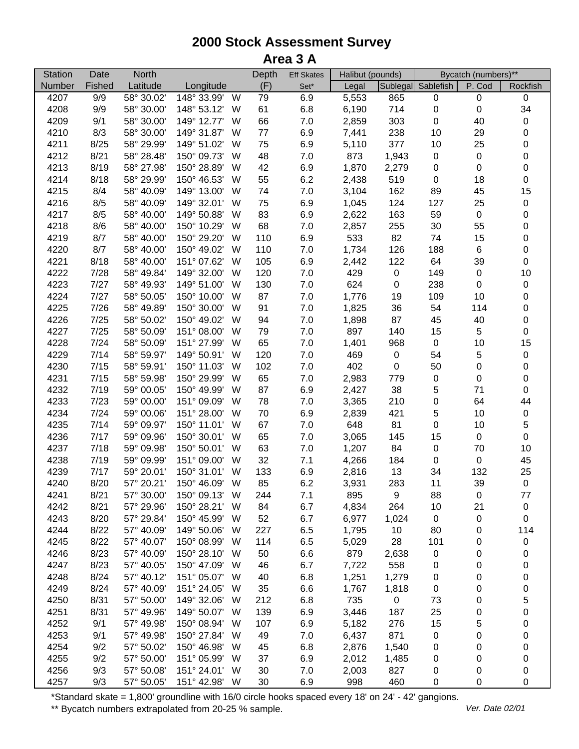# 2000 Stock Assessment Survey

## Area 3 A

| Station | Date | North | | | Depth | Eff Skates | Halibut (pounds) | | Bycatch (numbers)** | | |
|---|---|---|---|---|---|---|---|---|---|---|---|
| Number | Fished | Latitude | Longitude | | (F) | Set* | Legal | Sublegal | Sablefish | P. Cod | Rockfish |
| 4207 | 9/9 | 58° 30.02' | 148° 33.99' | W | 79 | 6.9 | 5,553 | 865 | 0 | 0 | 0 |
| 4208 | 9/9 | 58° 30.00' | 148° 53.12' | W | 61 | 6.8 | 6,190 | 714 | 0 | 0 | 34 |
| 4209 | 9/1 | 58° 30.00' | 149° 12.77' | W | 66 | 7.0 | 2,859 | 303 | 0 | 40 | 0 |
| 4210 | 8/3 | 58° 30.00' | 149° 31.87' | W | 77 | 6.9 | 7,441 | 238 | 10 | 29 | 0 |
| 4211 | 8/25 | 58° 29.99' | 149° 51.02' | W | 75 | 6.9 | 5,110 | 377 | 10 | 25 | 0 |
| 4212 | 8/21 | 58° 28.48' | 150° 09.73' | W | 48 | 7.0 | 873 | 1,943 | 0 | 0 | 0 |
| 4213 | 8/19 | 58° 27.98' | 150° 28.89' | W | 42 | 6.9 | 1,870 | 2,279 | 0 | 0 | 0 |
| 4214 | 8/18 | 58° 29.99' | 150° 46.53' | W | 55 | 6.2 | 2,438 | 519 | 0 | 18 | 0 |
| 4215 | 8/4 | 58° 40.09' | 149° 13.00' | W | 74 | 7.0 | 3,104 | 162 | 89 | 45 | 15 |
| 4216 | 8/5 | 58° 40.09' | 149° 32.01' | W | 75 | 6.9 | 1,045 | 124 | 127 | 25 | 0 |
| 4217 | 8/5 | 58° 40.00' | 149° 50.88' | W | 83 | 6.9 | 2,622 | 163 | 59 | 0 | 0 |
| 4218 | 8/6 | 58° 40.00' | 150° 10.29' | W | 68 | 7.0 | 2,857 | 255 | 30 | 55 | 0 |
| 4219 | 8/7 | 58° 40.00' | 150° 29.20' | W | 110 | 6.9 | 533 | 82 | 74 | 15 | 0 |
| 4220 | 8/7 | 58° 40.00' | 150° 49.02' | W | 110 | 7.0 | 1,734 | 126 | 188 | 6 | 0 |
| 4221 | 8/18 | 58° 40.00' | 151° 07.62' | W | 105 | 6.9 | 2,442 | 122 | 64 | 39 | 0 |
| 4222 | 7/28 | 58° 49.84' | 149° 32.00' | W | 120 | 7.0 | 429 | 0 | 149 | 0 | 10 |
| 4223 | 7/27 | 58° 49.93' | 149° 51.00' | W | 130 | 7.0 | 624 | 0 | 238 | 0 | 0 |
| 4224 | 7/27 | 58° 50.05' | 150° 10.00' | W | 87 | 7.0 | 1,776 | 19 | 109 | 10 | 0 |
| 4225 | 7/26 | 58° 49.89' | 150° 30.00' | W | 91 | 7.0 | 1,825 | 36 | 54 | 114 | 0 |
| 4226 | 7/25 | 58° 50.02' | 150° 49.02' | W | 94 | 7.0 | 1,898 | 87 | 45 | 40 | 0 |
| 4227 | 7/25 | 58° 50.09' | 151° 08.00' | W | 79 | 7.0 | 897 | 140 | 15 | 5 | 0 |
| 4228 | 7/24 | 58° 50.09' | 151° 27.99' | W | 65 | 7.0 | 1,401 | 968 | 0 | 10 | 15 |
| 4229 | 7/14 | 58° 59.97' | 149° 50.91' | W | 120 | 7.0 | 469 | 0 | 54 | 5 | 0 |
| 4230 | 7/15 | 58° 59.91' | 150° 11.03' | W | 102 | 7.0 | 402 | 0 | 50 | 0 | 0 |
| 4231 | 7/15 | 58° 59.98' | 150° 29.99' | W | 65 | 7.0 | 2,983 | 779 | 0 | 0 | 0 |
| 4232 | 7/19 | 59° 00.05' | 150° 49.99' | W | 87 | 6.9 | 2,427 | 38 | 5 | 71 | 0 |
| 4233 | 7/23 | 59° 00.00' | 151° 09.09' | W | 78 | 7.0 | 3,365 | 210 | 0 | 64 | 44 |
| 4234 | 7/24 | 59° 00.06' | 151° 28.00' | W | 70 | 6.9 | 2,839 | 421 | 5 | 10 | 0 |
| 4235 | 7/14 | 59° 09.97' | 150° 11.01' | W | 67 | 7.0 | 648 | 81 | 0 | 10 | 5 |
| 4236 | 7/17 | 59° 09.96' | 150° 30.01' | W | 65 | 7.0 | 3,065 | 145 | 15 | 0 | 0 |
| 4237 | 7/18 | 59° 09.98' | 150° 50.01' | W | 63 | 7.0 | 1,207 | 84 | 0 | 70 | 10 |
| 4238 | 7/19 | 59° 09.99' | 151° 09.00' | W | 32 | 7.1 | 4,266 | 184 | 0 | 0 | 45 |
| 4239 | 7/17 | 59° 20.01' | 150° 31.01' | W | 133 | 6.9 | 2,816 | 13 | 34 | 132 | 25 |
| 4240 | 8/20 | 57° 20.21' | 150° 46.09' | W | 85 | 6.2 | 3,931 | 283 | 11 | 39 | 0 |
| 4241 | 8/21 | 57° 30.00' | 150° 09.13' | W | 244 | 7.1 | 895 | 9 | 88 | 0 | 77 |
| 4242 | 8/21 | 57° 29.96' | 150° 28.21' | W | 84 | 6.7 | 4,834 | 264 | 10 | 21 | 0 |
| 4243 | 8/20 | 57° 29.84' | 150° 45.99' | W | 52 | 6.7 | 6,977 | 1,024 | 0 | 0 | 0 |
| 4244 | 8/22 | 57° 40.09' | 149° 50.06' | W | 227 | 6.5 | 1,795 | 10 | 80 | 0 | 114 |
| 4245 | 8/22 | 57° 40.07' | 150° 08.99' | W | 114 | 6.5 | 5,029 | 28 | 101 | 0 | 0 |
| 4246 | 8/23 | 57° 40.09' | 150° 28.10' | W | 50 | 6.6 | 879 | 2,638 | 0 | 0 | 0 |
| 4247 | 8/23 | 57° 40.05' | 150° 47.09' | W | 46 | 6.7 | 7,722 | 558 | 0 | 0 | 0 |
| 4248 | 8/24 | 57° 40.12' | 151° 05.07' | W | 40 | 6.8 | 1,251 | 1,279 | 0 | 0 | 0 |
| 4249 | 8/24 | 57° 40.09' | 151° 24.05' | W | 35 | 6.6 | 1,767 | 1,818 | 0 | 0 | 0 |
| 4250 | 8/31 | 57° 50.00' | 149° 32.06' | W | 212 | 6.8 | 735 | 0 | 73 | 0 | 5 |
| 4251 | 8/31 | 57° 49.96' | 149° 50.07' | W | 139 | 6.9 | 3,446 | 187 | 25 | 0 | 0 |
| 4252 | 9/1 | 57° 49.98' | 150° 08.94' | W | 107 | 6.9 | 5,182 | 276 | 15 | 5 | 0 |
| 4253 | 9/1 | 57° 49.98' | 150° 27.84' | W | 49 | 7.0 | 6,437 | 871 | 0 | 0 | 0 |
| 4254 | 9/2 | 57° 50.02' | 150° 46.98' | W | 45 | 6.8 | 2,876 | 1,540 | 0 | 0 | 0 |
| 4255 | 9/2 | 57° 50.00' | 151° 05.99' | W | 37 | 6.9 | 2,012 | 1,485 | 0 | 0 | 0 |
| 4256 | 9/3 | 57° 50.08' | 151° 24.01' | W | 30 | 7.0 | 2,003 | 827 | 0 | 0 | 0 |
| 4257 | 9/3 | 57° 50.05' | 151° 42.98' | W | 30 | 6.9 | 998 | 460 | 0 | 0 | 0 |

*Standard skate = 1,800' groundline with 16/0 circle hooks spaced every 18' on 24' - 42' gangions.

** Bycatch numbers extrapolated from 20-25 % sample.

*Ver. Date 02/01*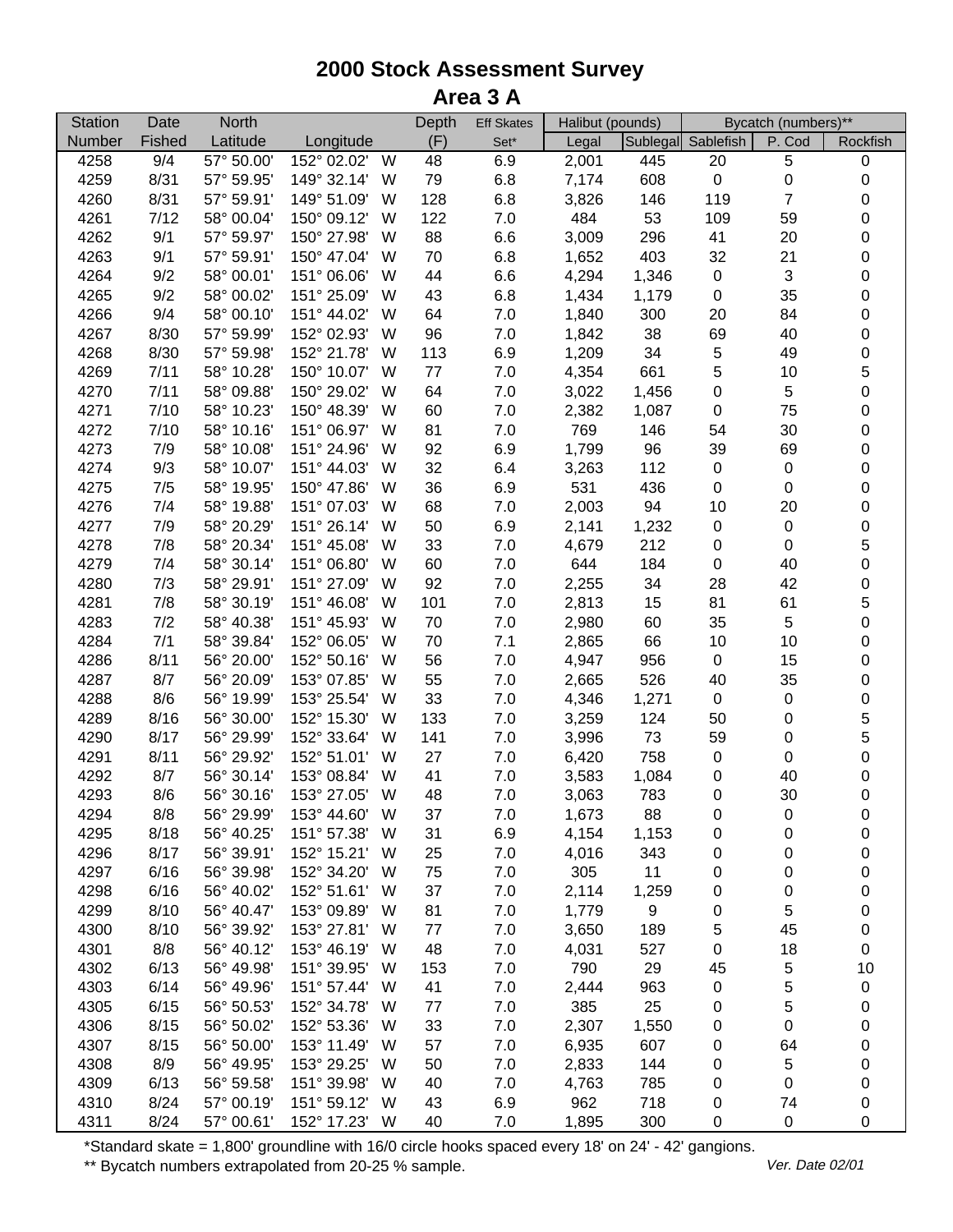# 2000 Stock Assessment Survey
## Area 3 A

| Station | Date | North | | | Depth | Eff Skates | Halibut (pounds) | | Bycatch (numbers)** | | |
|---|---|---|---|---|---|---|---|---|---|---|---|
| Number | Fished | Latitude | Longitude | | (F) | Set* | Legal | Sublegal | Sablefish | P. Cod | Rockfish |
| 4258 | 9/4 | 57° 50.00' | 152° 02.02' | W | 48 | 6.9 | 2,001 | 445 | 20 | 5 | 0 |
| 4259 | 8/31 | 57° 59.95' | 149° 32.14' | W | 79 | 6.8 | 7,174 | 608 | 0 | 0 | 0 |
| 4260 | 8/31 | 57° 59.91' | 149° 51.09' | W | 128 | 6.8 | 3,826 | 146 | 119 | 7 | 0 |
| 4261 | 7/12 | 58° 00.04' | 150° 09.12' | W | 122 | 7.0 | 484 | 53 | 109 | 59 | 0 |
| 4262 | 9/1 | 57° 59.97' | 150° 27.98' | W | 88 | 6.6 | 3,009 | 296 | 41 | 20 | 0 |
| 4263 | 9/1 | 57° 59.91' | 150° 47.04' | W | 70 | 6.8 | 1,652 | 403 | 32 | 21 | 0 |
| 4264 | 9/2 | 58° 00.01' | 151° 06.06' | W | 44 | 6.6 | 4,294 | 1,346 | 0 | 3 | 0 |
| 4265 | 9/2 | 58° 00.02' | 151° 25.09' | W | 43 | 6.8 | 1,434 | 1,179 | 0 | 35 | 0 |
| 4266 | 9/4 | 58° 00.10' | 151° 44.02' | W | 64 | 7.0 | 1,840 | 300 | 20 | 84 | 0 |
| 4267 | 8/30 | 57° 59.99' | 152° 02.93' | W | 96 | 7.0 | 1,842 | 38 | 69 | 40 | 0 |
| 4268 | 8/30 | 57° 59.98' | 152° 21.78' | W | 113 | 6.9 | 1,209 | 34 | 5 | 49 | 0 |
| 4269 | 7/11 | 58° 10.28' | 150° 10.07' | W | 77 | 7.0 | 4,354 | 661 | 5 | 10 | 5 |
| 4270 | 7/11 | 58° 09.88' | 150° 29.02' | W | 64 | 7.0 | 3,022 | 1,456 | 0 | 5 | 0 |
| 4271 | 7/10 | 58° 10.23' | 150° 48.39' | W | 60 | 7.0 | 2,382 | 1,087 | 0 | 75 | 0 |
| 4272 | 7/10 | 58° 10.16' | 151° 06.97' | W | 81 | 7.0 | 769 | 146 | 54 | 30 | 0 |
| 4273 | 7/9 | 58° 10.08' | 151° 24.96' | W | 92 | 6.9 | 1,799 | 96 | 39 | 69 | 0 |
| 4274 | 9/3 | 58° 10.07' | 151° 44.03' | W | 32 | 6.4 | 3,263 | 112 | 0 | 0 | 0 |
| 4275 | 7/5 | 58° 19.95' | 150° 47.86' | W | 36 | 6.9 | 531 | 436 | 0 | 0 | 0 |
| 4276 | 7/4 | 58° 19.88' | 151° 07.03' | W | 68 | 7.0 | 2,003 | 94 | 10 | 20 | 0 |
| 4277 | 7/9 | 58° 20.29' | 151° 26.14' | W | 50 | 6.9 | 2,141 | 1,232 | 0 | 0 | 0 |
| 4278 | 7/8 | 58° 20.34' | 151° 45.08' | W | 33 | 7.0 | 4,679 | 212 | 0 | 0 | 5 |
| 4279 | 7/4 | 58° 30.14' | 151° 06.80' | W | 60 | 7.0 | 644 | 184 | 0 | 40 | 0 |
| 4280 | 7/3 | 58° 29.91' | 151° 27.09' | W | 92 | 7.0 | 2,255 | 34 | 28 | 42 | 0 |
| 4281 | 7/8 | 58° 30.19' | 151° 46.08' | W | 101 | 7.0 | 2,813 | 15 | 81 | 61 | 5 |
| 4283 | 7/2 | 58° 40.38' | 151° 45.93' | W | 70 | 7.0 | 2,980 | 60 | 35 | 5 | 0 |
| 4284 | 7/1 | 58° 39.84' | 152° 06.05' | W | 70 | 7.1 | 2,865 | 66 | 10 | 10 | 0 |
| 4286 | 8/11 | 56° 20.00' | 152° 50.16' | W | 56 | 7.0 | 4,947 | 956 | 0 | 15 | 0 |
| 4287 | 8/7 | 56° 20.09' | 153° 07.85' | W | 55 | 7.0 | 2,665 | 526 | 40 | 35 | 0 |
| 4288 | 8/6 | 56° 19.99' | 153° 25.54' | W | 33 | 7.0 | 4,346 | 1,271 | 0 | 0 | 0 |
| 4289 | 8/16 | 56° 30.00' | 152° 15.30' | W | 133 | 7.0 | 3,259 | 124 | 50 | 0 | 5 |
| 4290 | 8/17 | 56° 29.99' | 152° 33.64' | W | 141 | 7.0 | 3,996 | 73 | 59 | 0 | 5 |
| 4291 | 8/11 | 56° 29.92' | 152° 51.01' | W | 27 | 7.0 | 6,420 | 758 | 0 | 0 | 0 |
| 4292 | 8/7 | 56° 30.14' | 153° 08.84' | W | 41 | 7.0 | 3,583 | 1,084 | 0 | 40 | 0 |
| 4293 | 8/6 | 56° 30.16' | 153° 27.05' | W | 48 | 7.0 | 3,063 | 783 | 0 | 30 | 0 |
| 4294 | 8/8 | 56° 29.99' | 153° 44.60' | W | 37 | 7.0 | 1,673 | 88 | 0 | 0 | 0 |
| 4295 | 8/18 | 56° 40.25' | 151° 57.38' | W | 31 | 6.9 | 4,154 | 1,153 | 0 | 0 | 0 |
| 4296 | 8/17 | 56° 39.91' | 152° 15.21' | W | 25 | 7.0 | 4,016 | 343 | 0 | 0 | 0 |
| 4297 | 6/16 | 56° 39.98' | 152° 34.20' | W | 75 | 7.0 | 305 | 11 | 0 | 0 | 0 |
| 4298 | 6/16 | 56° 40.02' | 152° 51.61' | W | 37 | 7.0 | 2,114 | 1,259 | 0 | 0 | 0 |
| 4299 | 8/10 | 56° 40.47' | 153° 09.89' | W | 81 | 7.0 | 1,779 | 9 | 0 | 5 | 0 |
| 4300 | 8/10 | 56° 39.92' | 153° 27.81' | W | 77 | 7.0 | 3,650 | 189 | 5 | 45 | 0 |
| 4301 | 8/8 | 56° 40.12' | 153° 46.19' | W | 48 | 7.0 | 4,031 | 527 | 0 | 18 | 0 |
| 4302 | 6/13 | 56° 49.98' | 151° 39.95' | W | 153 | 7.0 | 790 | 29 | 45 | 5 | 10 |
| 4303 | 6/14 | 56° 49.96' | 151° 57.44' | W | 41 | 7.0 | 2,444 | 963 | 0 | 5 | 0 |
| 4305 | 6/15 | 56° 50.53' | 152° 34.78' | W | 77 | 7.0 | 385 | 25 | 0 | 5 | 0 |
| 4306 | 8/15 | 56° 50.02' | 152° 53.36' | W | 33 | 7.0 | 2,307 | 1,550 | 0 | 0 | 0 |
| 4307 | 8/15 | 56° 50.00' | 153° 11.49' | W | 57 | 7.0 | 6,935 | 607 | 0 | 64 | 0 |
| 4308 | 8/9 | 56° 49.95' | 153° 29.25' | W | 50 | 7.0 | 2,833 | 144 | 0 | 5 | 0 |
| 4309 | 6/13 | 56° 59.58' | 151° 39.98' | W | 40 | 7.0 | 4,763 | 785 | 0 | 0 | 0 |
| 4310 | 8/24 | 57° 00.19' | 151° 59.12' | W | 43 | 6.9 | 962 | 718 | 0 | 74 | 0 |
| 4311 | 8/24 | 57° 00.61' | 152° 17.23' | W | 40 | 7.0 | 1,895 | 300 | 0 | 0 | 0 |

*Standard skate = 1,800' groundline with 16/0 circle hooks spaced every 18' on 24' - 42' gangions.

** Bycatch numbers extrapolated from 20-25 % sample.

*Ver. Date 02/01*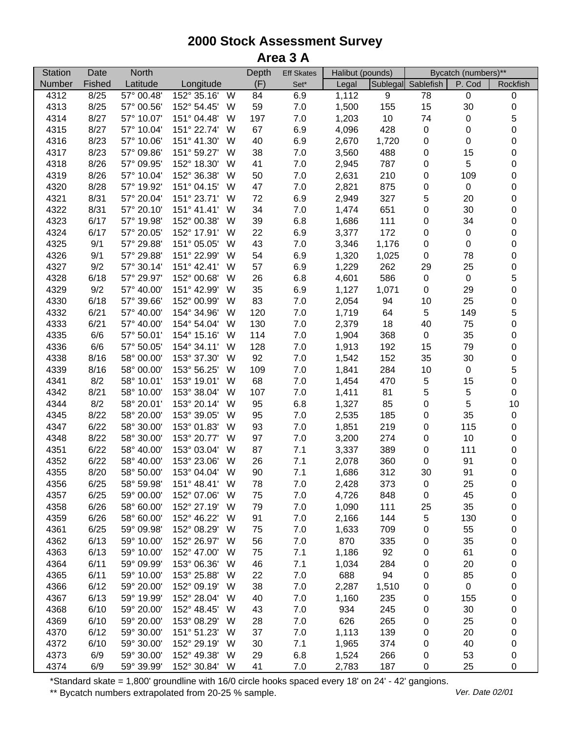# 2000 Stock Assessment Survey
## Area 3 A

| Station | Date | North | | | Depth | Eff Skates | Halibut (pounds) | | Bycatch (numbers)** | | |
|---|---|---|---|---|---|---|---|---|---|---|---|
| Number | Fished | Latitude | Longitude | | (F) | Set* | Legal | Sublegal | Sablefish | P. Cod | Rockfish |
| 4312 | 8/25 | 57° 00.48' | 152° 35.16' | W | 84 | 6.9 | 1,112 | 9 | 78 | 0 | 0 |
| 4313 | 8/25 | 57° 00.56' | 152° 54.45' | W | 59 | 7.0 | 1,500 | 155 | 15 | 30 | 0 |
| 4314 | 8/27 | 57° 10.07' | 151° 04.48' | W | 197 | 7.0 | 1,203 | 10 | 74 | 0 | 5 |
| 4315 | 8/27 | 57° 10.04' | 151° 22.74' | W | 67 | 6.9 | 4,096 | 428 | 0 | 0 | 0 |
| 4316 | 8/23 | 57° 10.06' | 151° 41.30' | W | 40 | 6.9 | 2,670 | 1,720 | 0 | 0 | 0 |
| 4317 | 8/23 | 57° 09.86' | 151° 59.27' | W | 38 | 7.0 | 3,560 | 488 | 0 | 15 | 0 |
| 4318 | 8/26 | 57° 09.95' | 152° 18.30' | W | 41 | 7.0 | 2,945 | 787 | 0 | 5 | 0 |
| 4319 | 8/26 | 57° 10.04' | 152° 36.38' | W | 50 | 7.0 | 2,631 | 210 | 0 | 109 | 0 |
| 4320 | 8/28 | 57° 19.92' | 151° 04.15' | W | 47 | 7.0 | 2,821 | 875 | 0 | 0 | 0 |
| 4321 | 8/31 | 57° 20.04' | 151° 23.71' | W | 72 | 6.9 | 2,949 | 327 | 5 | 20 | 0 |
| 4322 | 8/31 | 57° 20.10' | 151° 41.41' | W | 34 | 7.0 | 1,474 | 651 | 0 | 30 | 0 |
| 4323 | 6/17 | 57° 19.98' | 152° 00.38' | W | 39 | 6.8 | 1,686 | 111 | 0 | 34 | 0 |
| 4324 | 6/17 | 57° 20.05' | 152° 17.91' | W | 22 | 6.9 | 3,377 | 172 | 0 | 0 | 0 |
| 4325 | 9/1 | 57° 29.88' | 151° 05.05' | W | 43 | 7.0 | 3,346 | 1,176 | 0 | 0 | 0 |
| 4326 | 9/1 | 57° 29.88' | 151° 22.99' | W | 54 | 6.9 | 1,320 | 1,025 | 0 | 78 | 0 |
| 4327 | 9/2 | 57° 30.14' | 151° 42.41' | W | 57 | 6.9 | 1,229 | 262 | 29 | 25 | 0 |
| 4328 | 6/18 | 57° 29.97' | 152° 00.68' | W | 26 | 6.8 | 4,601 | 586 | 0 | 0 | 5 |
| 4329 | 9/2 | 57° 40.00' | 151° 42.99' | W | 35 | 6.9 | 1,127 | 1,071 | 0 | 29 | 0 |
| 4330 | 6/18 | 57° 39.66' | 152° 00.99' | W | 83 | 7.0 | 2,054 | 94 | 10 | 25 | 0 |
| 4332 | 6/21 | 57° 40.00' | 154° 34.96' | W | 120 | 7.0 | 1,719 | 64 | 5 | 149 | 5 |
| 4333 | 6/21 | 57° 40.00' | 154° 54.04' | W | 130 | 7.0 | 2,379 | 18 | 40 | 75 | 0 |
| 4335 | 6/6 | 57° 50.01' | 154° 15.16' | W | 114 | 7.0 | 1,904 | 368 | 0 | 35 | 0 |
| 4336 | 6/6 | 57° 50.05' | 154° 34.11' | W | 128 | 7.0 | 1,913 | 192 | 15 | 79 | 0 |
| 4338 | 8/16 | 58° 00.00' | 153° 37.30' | W | 92 | 7.0 | 1,542 | 152 | 35 | 30 | 0 |
| 4339 | 8/16 | 58° 00.00' | 153° 56.25' | W | 109 | 7.0 | 1,841 | 284 | 10 | 0 | 5 |
| 4341 | 8/2 | 58° 10.01' | 153° 19.01' | W | 68 | 7.0 | 1,454 | 470 | 5 | 15 | 0 |
| 4342 | 8/21 | 58° 10.00' | 153° 38.04' | W | 107 | 7.0 | 1,411 | 81 | 5 | 5 | 0 |
| 4344 | 8/2 | 58° 20.01' | 153° 20.14' | W | 95 | 6.8 | 1,327 | 85 | 0 | 5 | 10 |
| 4345 | 8/22 | 58° 20.00' | 153° 39.05' | W | 95 | 7.0 | 2,535 | 185 | 0 | 35 | 0 |
| 4347 | 6/22 | 58° 30.00' | 153° 01.83' | W | 93 | 7.0 | 1,851 | 219 | 0 | 115 | 0 |
| 4348 | 8/22 | 58° 30.00' | 153° 20.77' | W | 97 | 7.0 | 3,200 | 274 | 0 | 10 | 0 |
| 4351 | 6/22 | 58° 40.00' | 153° 03.04' | W | 87 | 7.1 | 3,337 | 389 | 0 | 111 | 0 |
| 4352 | 6/22 | 58° 40.00' | 153° 23.06' | W | 26 | 7.1 | 2,078 | 360 | 0 | 91 | 0 |
| 4355 | 8/20 | 58° 50.00' | 153° 04.04' | W | 90 | 7.1 | 1,686 | 312 | 30 | 91 | 0 |
| 4356 | 6/25 | 58° 59.98' | 151° 48.41' | W | 78 | 7.0 | 2,428 | 373 | 0 | 25 | 0 |
| 4357 | 6/25 | 59° 00.00' | 152° 07.06' | W | 75 | 7.0 | 4,726 | 848 | 0 | 45 | 0 |
| 4358 | 6/26 | 58° 60.00' | 152° 27.19' | W | 79 | 7.0 | 1,090 | 111 | 25 | 35 | 0 |
| 4359 | 6/26 | 58° 60.00' | 152° 46.22' | W | 91 | 7.0 | 2,166 | 144 | 5 | 130 | 0 |
| 4361 | 6/25 | 59° 09.98' | 152° 08.29' | W | 75 | 7.0 | 1,633 | 709 | 0 | 55 | 0 |
| 4362 | 6/13 | 59° 10.00' | 152° 26.97' | W | 56 | 7.0 | 870 | 335 | 0 | 35 | 0 |
| 4363 | 6/13 | 59° 10.00' | 152° 47.00' | W | 75 | 7.1 | 1,186 | 92 | 0 | 61 | 0 |
| 4364 | 6/11 | 59° 09.99' | 153° 06.36' | W | 46 | 7.1 | 1,034 | 284 | 0 | 20 | 0 |
| 4365 | 6/11 | 59° 10.00' | 153° 25.88' | W | 22 | 7.0 | 688 | 94 | 0 | 85 | 0 |
| 4366 | 6/12 | 59° 20.00' | 152° 09.19' | W | 38 | 7.0 | 2,287 | 1,510 | 0 | 0 | 0 |
| 4367 | 6/13 | 59° 19.99' | 152° 28.04' | W | 40 | 7.0 | 1,160 | 235 | 0 | 155 | 0 |
| 4368 | 6/10 | 59° 20.00' | 152° 48.45' | W | 43 | 7.0 | 934 | 245 | 0 | 30 | 0 |
| 4369 | 6/10 | 59° 20.00' | 153° 08.29' | W | 28 | 7.0 | 626 | 265 | 0 | 25 | 0 |
| 4370 | 6/12 | 59° 30.00' | 151° 51.23' | W | 37 | 7.0 | 1,113 | 139 | 0 | 20 | 0 |
| 4372 | 6/10 | 59° 30.00' | 152° 29.19' | W | 30 | 7.1 | 1,965 | 374 | 0 | 40 | 0 |
| 4373 | 6/9 | 59° 30.00' | 152° 49.38' | W | 29 | 6.8 | 1,524 | 266 | 0 | 53 | 0 |
| 4374 | 6/9 | 59° 39.99' | 152° 30.84' | W | 41 | 7.0 | 2,783 | 187 | 0 | 25 | 0 |

*Standard skate = 1,800' groundline with 16/0 circle hooks spaced every 18' on 24' - 42' gangions.

** Bycatch numbers extrapolated from 20-25 % sample.

*Ver. Date 02/01*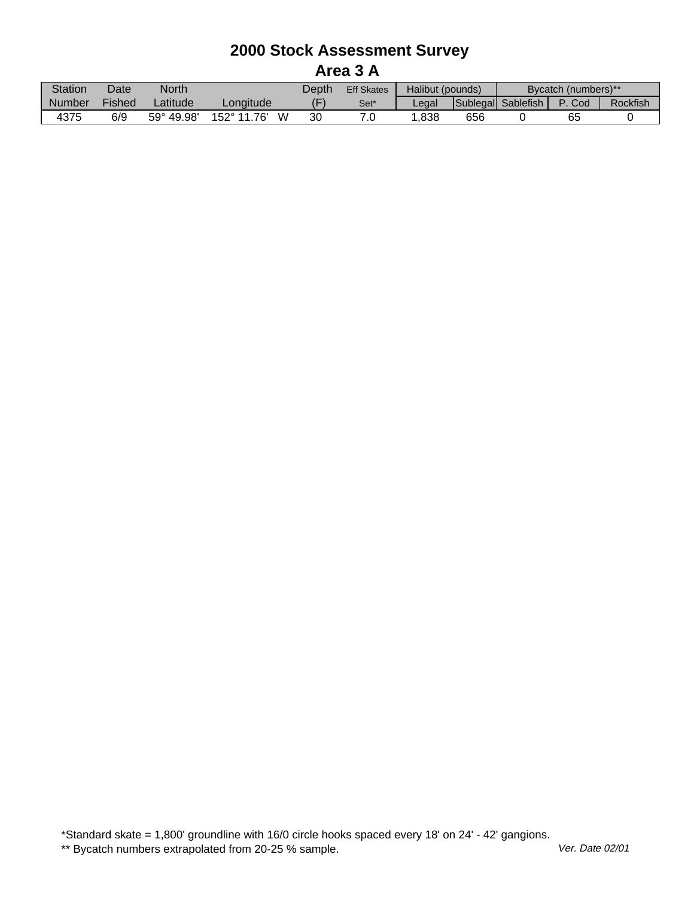# 2000 Stock Assessment Survey
## Area 3 A

| Station Number | Date Fished | North Latitude | Longitude | Depth (F) | Eff Skates Set* | Halibut (pounds) Legal | Sublegal | Bycatch (numbers)** Sablefish | P. Cod | Rockfish |
|---|---|---|---|---|---|---|---|---|---|---|
| 4375 | 6/9 | 59° 49.98' | 152° 11.76' W | 30 | 7.0 | 1,838 | 656 | 0 | 65 | 0 |

*Standard skate = 1,800' groundline with 16/0 circle hooks spaced every 18' on 24' - 42' gangions.
** Bycatch numbers extrapolated from 20-25 % sample.

*Ver. Date 02/01*